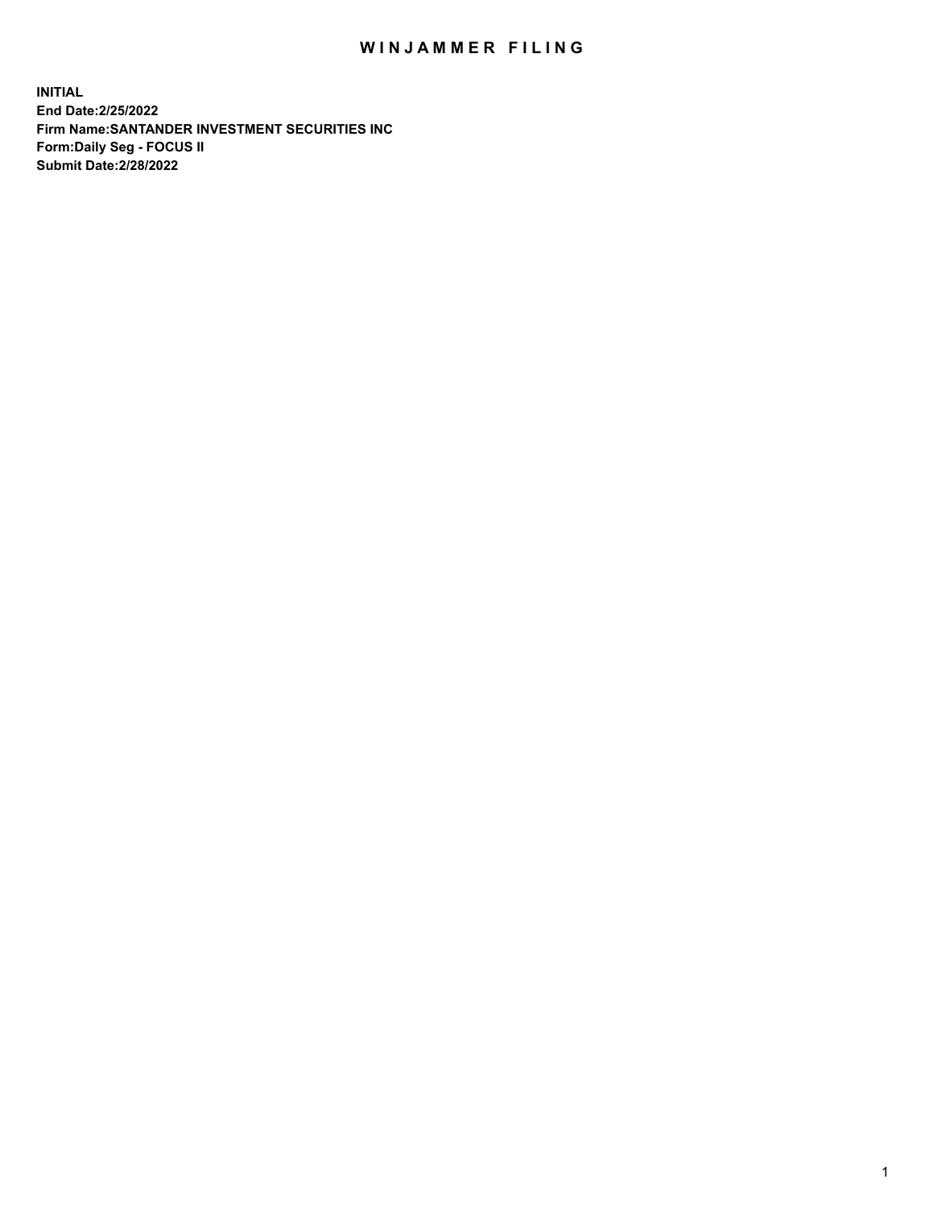# WINJAMMER FILING

**INITIAL**
**End Date:2/25/2022**
**Firm Name:SANTANDER INVESTMENT SECURITIES INC**
**Form:Daily Seg - FOCUS II**
**Submit Date:2/28/2022**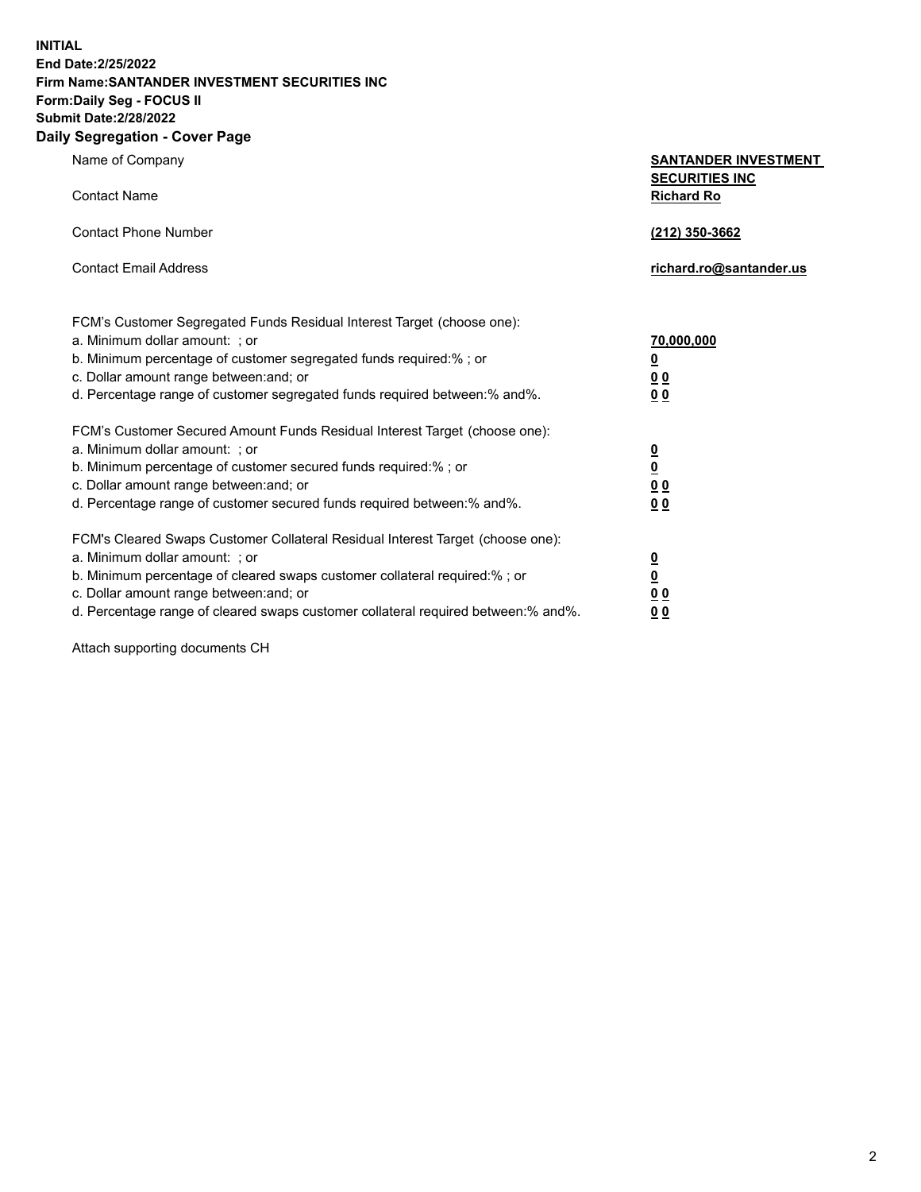**INITIAL**
**End Date:2/25/2022**
**Firm Name:SANTANDER INVESTMENT SECURITIES INC**
**Form:Daily Seg - FOCUS II**
**Submit Date:2/28/2022**

## Daily Segregation - Cover Page

| | |
|---|---|
| Name of Company | **SANTANDER INVESTMENT SECURITIES INC** |
| Contact Name | **Richard Ro** |
| Contact Phone Number | **(212) 350-3662** |
| Contact Email Address | **richard.ro@santander.us** |

| | |
|---|---|
| FCM's Customer Segregated Funds Residual Interest Target (choose one): | |
| a. Minimum dollar amount: ; or | **70,000,000** |
| b. Minimum percentage of customer segregated funds required:% ; or | **0** |
| c. Dollar amount range between:and; or | **0 0** |
| d. Percentage range of customer segregated funds required between:% and%. | **0 0** |
| FCM's Customer Secured Amount Funds Residual Interest Target (choose one): | |
| a. Minimum dollar amount: ; or | **0** |
| b. Minimum percentage of customer secured funds required:% ; or | **0** |
| c. Dollar amount range between:and; or | **0 0** |
| d. Percentage range of customer secured funds required between:% and%. | **0 0** |
| FCM's Cleared Swaps Customer Collateral Residual Interest Target (choose one): | |
| a. Minimum dollar amount: ; or | **0** |
| b. Minimum percentage of cleared swaps customer collateral required:% ; or | **0** |
| c. Dollar amount range between:and; or | **0 0** |
| d. Percentage range of cleared swaps customer collateral required between:% and%. | **0 0** |

Attach supporting documents CH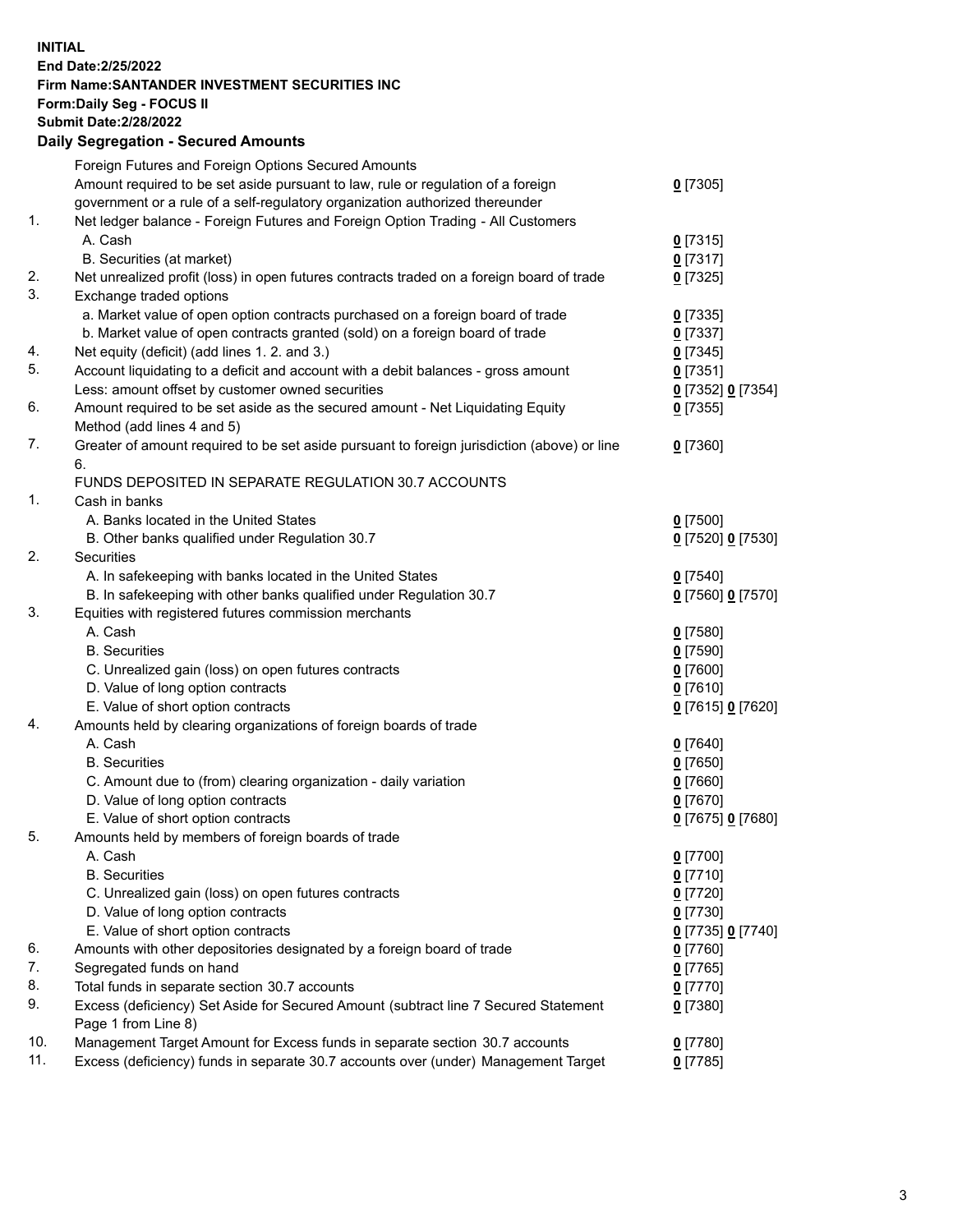**INITIAL**
**End Date:2/25/2022**
**Firm Name:SANTANDER INVESTMENT SECURITIES INC**
**Form:Daily Seg - FOCUS II**
**Submit Date:2/28/2022**

## Daily Segregation - Secured Amounts

| | | |
|---|---|---|
| | Foreign Futures and Foreign Options Secured Amounts | |
| | Amount required to be set aside pursuant to law, rule or regulation of a foreign government or a rule of a self-regulatory organization authorized thereunder | 0 [7305] |
| 1. | Net ledger balance - Foreign Futures and Foreign Option Trading - All Customers | |
| | A. Cash | 0 [7315] |
| | B. Securities (at market) | 0 [7317] |
| 2. | Net unrealized profit (loss) in open futures contracts traded on a foreign board of trade | 0 [7325] |
| 3. | Exchange traded options | |
| | a. Market value of open option contracts purchased on a foreign board of trade | 0 [7335] |
| | b. Market value of open contracts granted (sold) on a foreign board of trade | 0 [7337] |
| 4. | Net equity (deficit) (add lines 1. 2. and 3.) | 0 [7345] |
| 5. | Account liquidating to a deficit and account with a debit balances - gross amount | 0 [7351] |
| | Less: amount offset by customer owned securities | 0 [7352] 0 [7354] |
| 6. | Amount required to be set aside as the secured amount - Net Liquidating Equity Method (add lines 4 and 5) | 0 [7355] |
| 7. | Greater of amount required to be set aside pursuant to foreign jurisdiction (above) or line 6. | 0 [7360] |
| | FUNDS DEPOSITED IN SEPARATE REGULATION 30.7 ACCOUNTS | |
| 1. | Cash in banks | |
| | A. Banks located in the United States | 0 [7500] |
| | B. Other banks qualified under Regulation 30.7 | 0 [7520] 0 [7530] |
| 2. | Securities | |
| | A. In safekeeping with banks located in the United States | 0 [7540] |
| | B. In safekeeping with other banks qualified under Regulation 30.7 | 0 [7560] 0 [7570] |
| 3. | Equities with registered futures commission merchants | |
| | A. Cash | 0 [7580] |
| | B. Securities | 0 [7590] |
| | C. Unrealized gain (loss) on open futures contracts | 0 [7600] |
| | D. Value of long option contracts | 0 [7610] |
| | E. Value of short option contracts | 0 [7615] 0 [7620] |
| 4. | Amounts held by clearing organizations of foreign boards of trade | |
| | A. Cash | 0 [7640] |
| | B. Securities | 0 [7650] |
| | C. Amount due to (from) clearing organization - daily variation | 0 [7660] |
| | D. Value of long option contracts | 0 [7670] |
| | E. Value of short option contracts | 0 [7675] 0 [7680] |
| 5. | Amounts held by members of foreign boards of trade | |
| | A. Cash | 0 [7700] |
| | B. Securities | 0 [7710] |
| | C. Unrealized gain (loss) on open futures contracts | 0 [7720] |
| | D. Value of long option contracts | 0 [7730] |
| | E. Value of short option contracts | 0 [7735] 0 [7740] |
| 6. | Amounts with other depositories designated by a foreign board of trade | 0 [7760] |
| 7. | Segregated funds on hand | 0 [7765] |
| 8. | Total funds in separate section 30.7 accounts | 0 [7770] |
| 9. | Excess (deficiency) Set Aside for Secured Amount (subtract line 7 Secured Statement Page 1 from Line 8) | 0 [7380] |
| 10. | Management Target Amount for Excess funds in separate section 30.7 accounts | 0 [7780] |
| 11. | Excess (deficiency) funds in separate 30.7 accounts over (under) Management Target | 0 [7785] |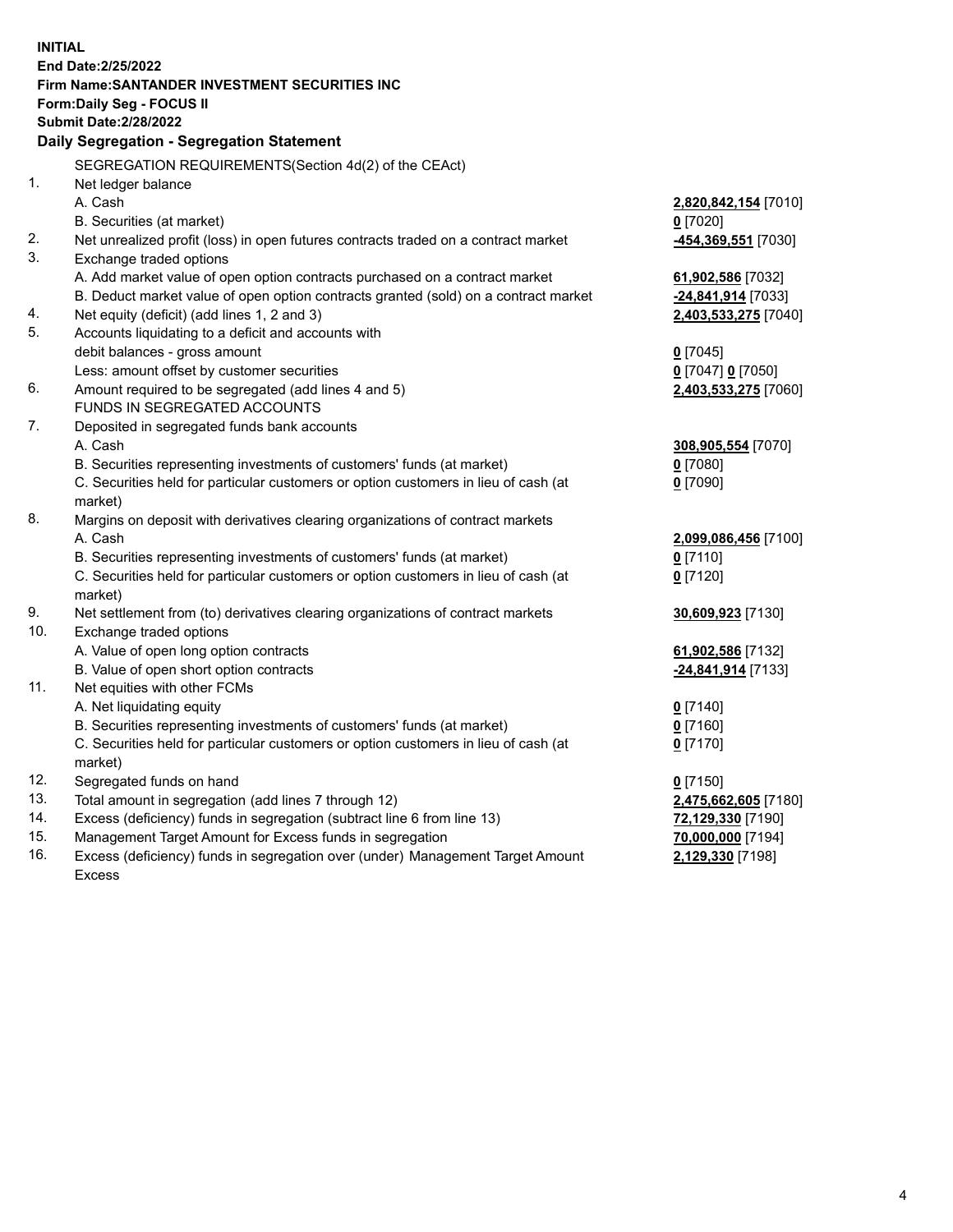**INITIAL**
**End Date:2/25/2022**
**Firm Name:SANTANDER INVESTMENT SECURITIES INC**
**Form:Daily Seg - FOCUS II**
**Submit Date:2/28/2022**

### Daily Segregation - Segregation Statement

SEGREGATION REQUIREMENTS(Section 4d(2) of the CEAct)

| | | |
|---|---|---|
| 1. | Net ledger balance | |
| | A. Cash | **2,820,842,154** [7010] |
| | B. Securities (at market) | **0** [7020] |
| 2. | Net unrealized profit (loss) in open futures contracts traded on a contract market | **-454,369,551** [7030] |
| 3. | Exchange traded options | |
| | A. Add market value of open option contracts purchased on a contract market | **61,902,586** [7032] |
| | B. Deduct market value of open option contracts granted (sold) on a contract market | **-24,841,914** [7033] |
| 4. | Net equity (deficit) (add lines 1, 2 and 3) | **2,403,533,275** [7040] |
| 5. | Accounts liquidating to a deficit and accounts with debit balances - gross amount | **0** [7045] |
| | Less: amount offset by customer securities | **0** [7047] **0** [7050] |
| 6. | Amount required to be segregated (add lines 4 and 5) | **2,403,533,275** [7060] |
| | FUNDS IN SEGREGATED ACCOUNTS | |
| 7. | Deposited in segregated funds bank accounts | |
| | A. Cash | **308,905,554** [7070] |
| | B. Securities representing investments of customers' funds (at market) | **0** [7080] |
| | C. Securities held for particular customers or option customers in lieu of cash (at market) | **0** [7090] |
| 8. | Margins on deposit with derivatives clearing organizations of contract markets | |
| | A. Cash | **2,099,086,456** [7100] |
| | B. Securities representing investments of customers' funds (at market) | **0** [7110] |
| | C. Securities held for particular customers or option customers in lieu of cash (at market) | **0** [7120] |
| 9. | Net settlement from (to) derivatives clearing organizations of contract markets | **30,609,923** [7130] |
| 10. | Exchange traded options | |
| | A. Value of open long option contracts | **61,902,586** [7132] |
| | B. Value of open short option contracts | **-24,841,914** [7133] |
| 11. | Net equities with other FCMs | |
| | A. Net liquidating equity | **0** [7140] |
| | B. Securities representing investments of customers' funds (at market) | **0** [7160] |
| | C. Securities held for particular customers or option customers in lieu of cash (at market) | **0** [7170] |
| 12. | Segregated funds on hand | **0** [7150] |
| 13. | Total amount in segregation (add lines 7 through 12) | **2,475,662,605** [7180] |
| 14. | Excess (deficiency) funds in segregation (subtract line 6 from line 13) | **72,129,330** [7190] |
| 15. | Management Target Amount for Excess funds in segregation | **70,000,000** [7194] |
| 16. | Excess (deficiency) funds in segregation over (under) Management Target Amount Excess | **2,129,330** [7198] |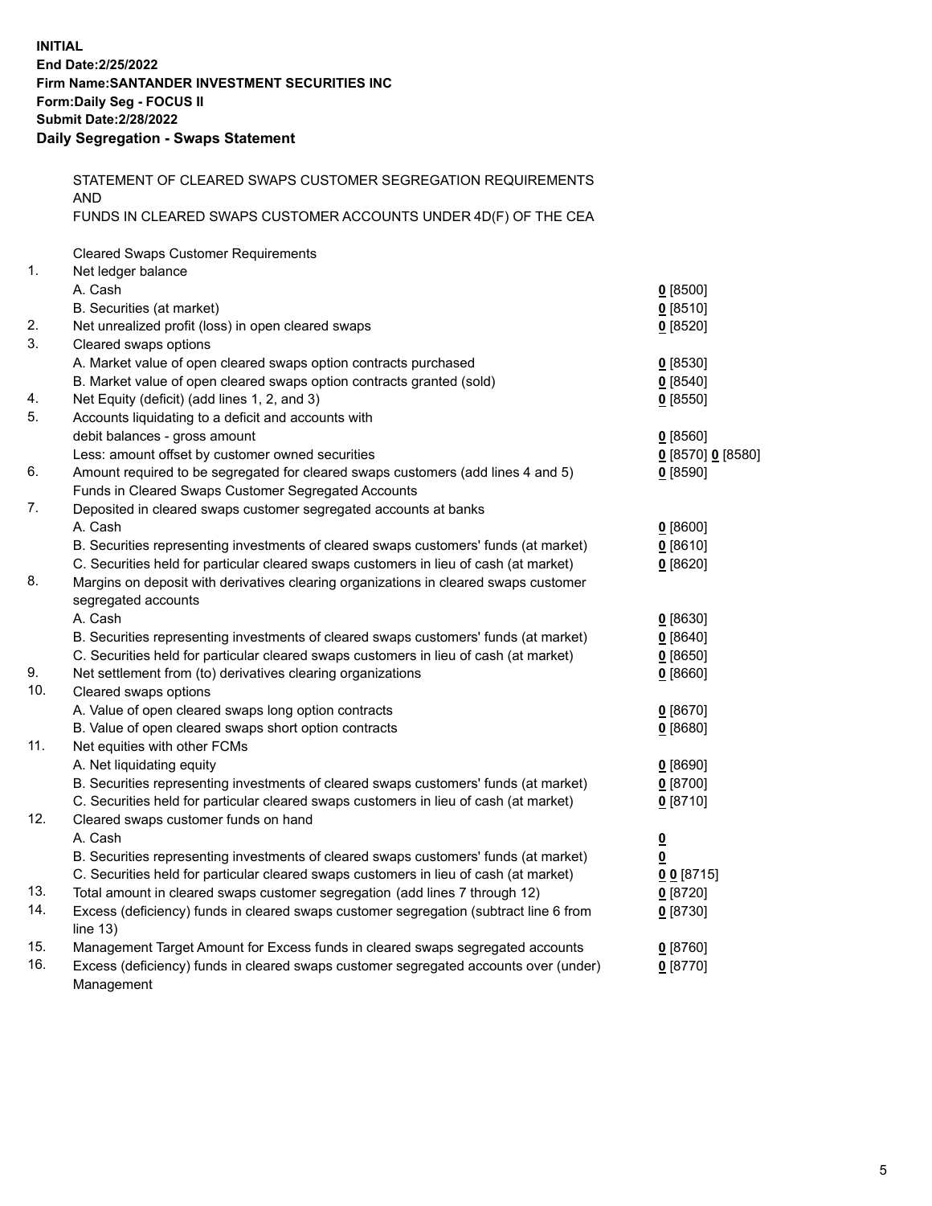**INITIAL**
**End Date:2/25/2022**
**Firm Name:SANTANDER INVESTMENT SECURITIES INC**
**Form:Daily Seg - FOCUS II**
**Submit Date:2/28/2022**
**Daily Segregation - Swaps Statement**

STATEMENT OF CLEARED SWAPS CUSTOMER SEGREGATION REQUIREMENTS AND
FUNDS IN CLEARED SWAPS CUSTOMER ACCOUNTS UNDER 4D(F) OF THE CEA

| | | |
|---|---|---|
| | Cleared Swaps Customer Requirements | |
| 1. | Net ledger balance | |
| | A. Cash | 0 [8500] |
| | B. Securities (at market) | 0 [8510] |
| 2. | Net unrealized profit (loss) in open cleared swaps | 0 [8520] |
| 3. | Cleared swaps options | |
| | A. Market value of open cleared swaps option contracts purchased | 0 [8530] |
| | B. Market value of open cleared swaps option contracts granted (sold) | 0 [8540] |
| 4. | Net Equity (deficit) (add lines 1, 2, and 3) | 0 [8550] |
| 5. | Accounts liquidating to a deficit and accounts with | |
| | debit balances - gross amount | 0 [8560] |
| | Less: amount offset by customer owned securities | 0 [8570] 0 [8580] |
| 6. | Amount required to be segregated for cleared swaps customers (add lines 4 and 5) | 0 [8590] |
| | Funds in Cleared Swaps Customer Segregated Accounts | |
| 7. | Deposited in cleared swaps customer segregated accounts at banks | |
| | A. Cash | 0 [8600] |
| | B. Securities representing investments of cleared swaps customers' funds (at market) | 0 [8610] |
| | C. Securities held for particular cleared swaps customers in lieu of cash (at market) | 0 [8620] |
| 8. | Margins on deposit with derivatives clearing organizations in cleared swaps customer segregated accounts | |
| | A. Cash | 0 [8630] |
| | B. Securities representing investments of cleared swaps customers' funds (at market) | 0 [8640] |
| | C. Securities held for particular cleared swaps customers in lieu of cash (at market) | 0 [8650] |
| 9. | Net settlement from (to) derivatives clearing organizations | 0 [8660] |
| 10. | Cleared swaps options | |
| | A. Value of open cleared swaps long option contracts | 0 [8670] |
| | B. Value of open cleared swaps short option contracts | 0 [8680] |
| 11. | Net equities with other FCMs | |
| | A. Net liquidating equity | 0 [8690] |
| | B. Securities representing investments of cleared swaps customers' funds (at market) | 0 [8700] |
| | C. Securities held for particular cleared swaps customers in lieu of cash (at market) | 0 [8710] |
| 12. | Cleared swaps customer funds on hand | |
| | A. Cash | 0 |
| | B. Securities representing investments of cleared swaps customers' funds (at market) | 0 |
| | C. Securities held for particular cleared swaps customers in lieu of cash (at market) | 0 0 [8715] |
| 13. | Total amount in cleared swaps customer segregation (add lines 7 through 12) | 0 [8720] |
| 14. | Excess (deficiency) funds in cleared swaps customer segregation (subtract line 6 from line 13) | 0 [8730] |
| 15. | Management Target Amount for Excess funds in cleared swaps segregated accounts | 0 [8760] |
| 16. | Excess (deficiency) funds in cleared swaps customer segregated accounts over (under) Management | 0 [8770] |